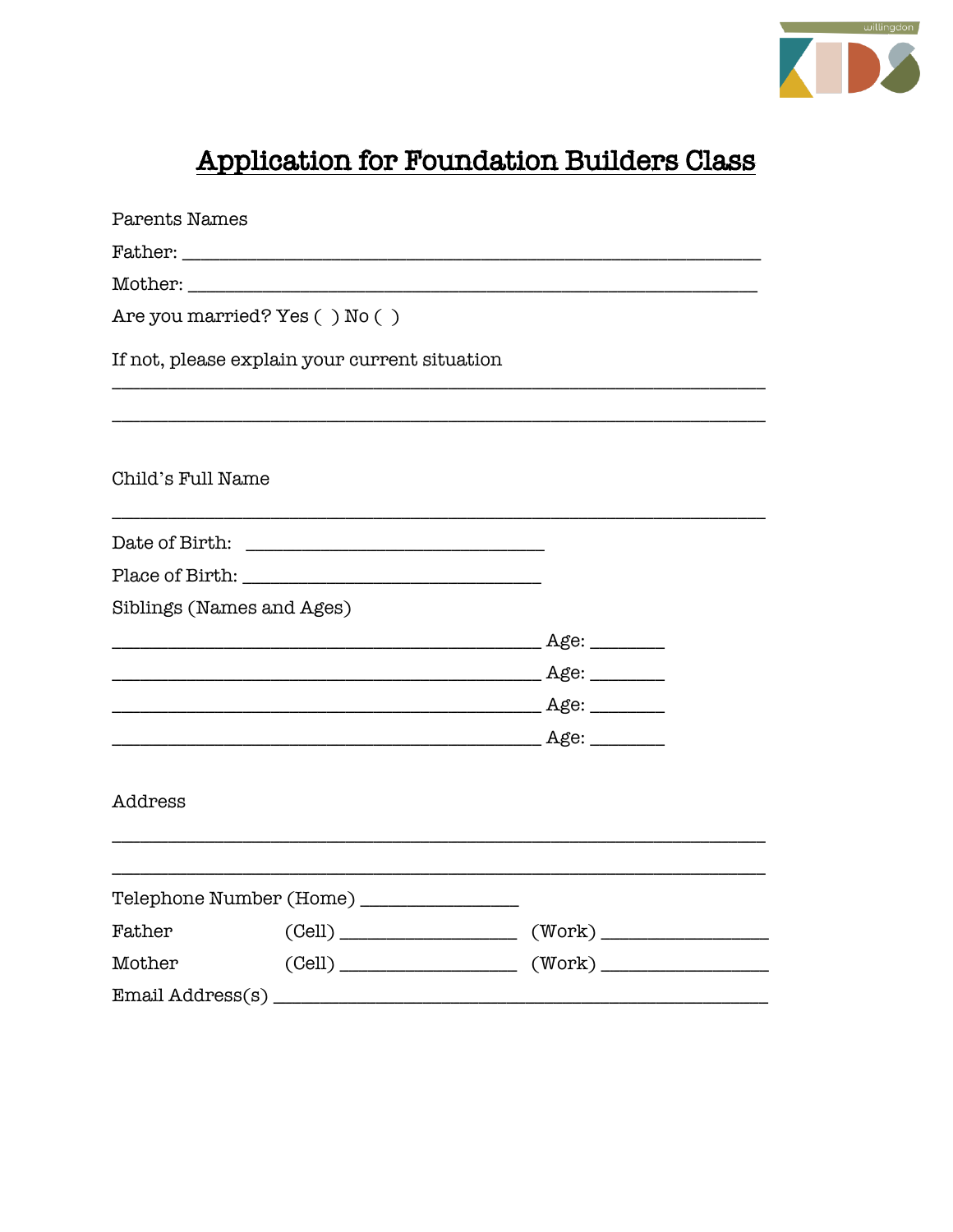# Application for Foundation Builders Class

Parents Names

Father: ______________________________________________________

Mother: _____________________________________________________

Are you married? Yes ( ) No ( )

If not, please explain your current situation

_____________________________________________________________

_____________________________________________________________

Child's Full Name

_____________________________________________________________

Date of Birth: ____________________________

Place of Birth: ____________________________

Siblings (Names and Ages)

_________________________________________ Age: _______

_________________________________________ Age: _______

_________________________________________ Age: _______

_________________________________________ Age: _______

Address

_____________________________________________________________

_____________________________________________________________

Telephone Number (Home) _______________

Father (Cell) _________________ (Work) _______________

Mother (Cell) _________________ (Work) _______________

Email Address(s) ______________________________________________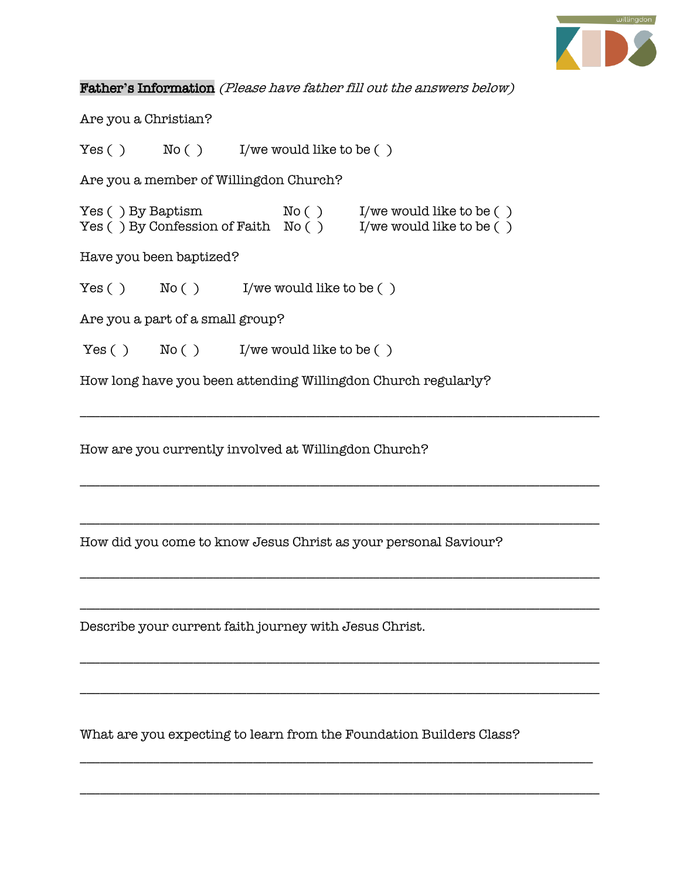**Father's Information** *(Please have father fill out the answers below)*

Are you a Christian?

Yes ( )   No ( )   I/we would like to be ( )

Are you a member of Willingdon Church?

Yes ( ) By Baptism   No ( )   I/we would like to be ( )
Yes ( ) By Confession of Faith   No ( )   I/we would like to be ( )

Have you been baptized?

Yes ( )   No ( )   I/we would like to be ( )

Are you a part of a small group?

Yes ( )   No ( )   I/we would like to be ( )

How long have you been attending Willingdon Church regularly?

___________________________________________________________________________

How are you currently involved at Willingdon Church?

___________________________________________________________________________

___________________________________________________________________________

How did you come to know Jesus Christ as your personal Saviour?

___________________________________________________________________________

___________________________________________________________________________

Describe your current faith journey with Jesus Christ.

___________________________________________________________________________

___________________________________________________________________________

What are you expecting to learn from the Foundation Builders Class?

___________________________________________________________________________

___________________________________________________________________________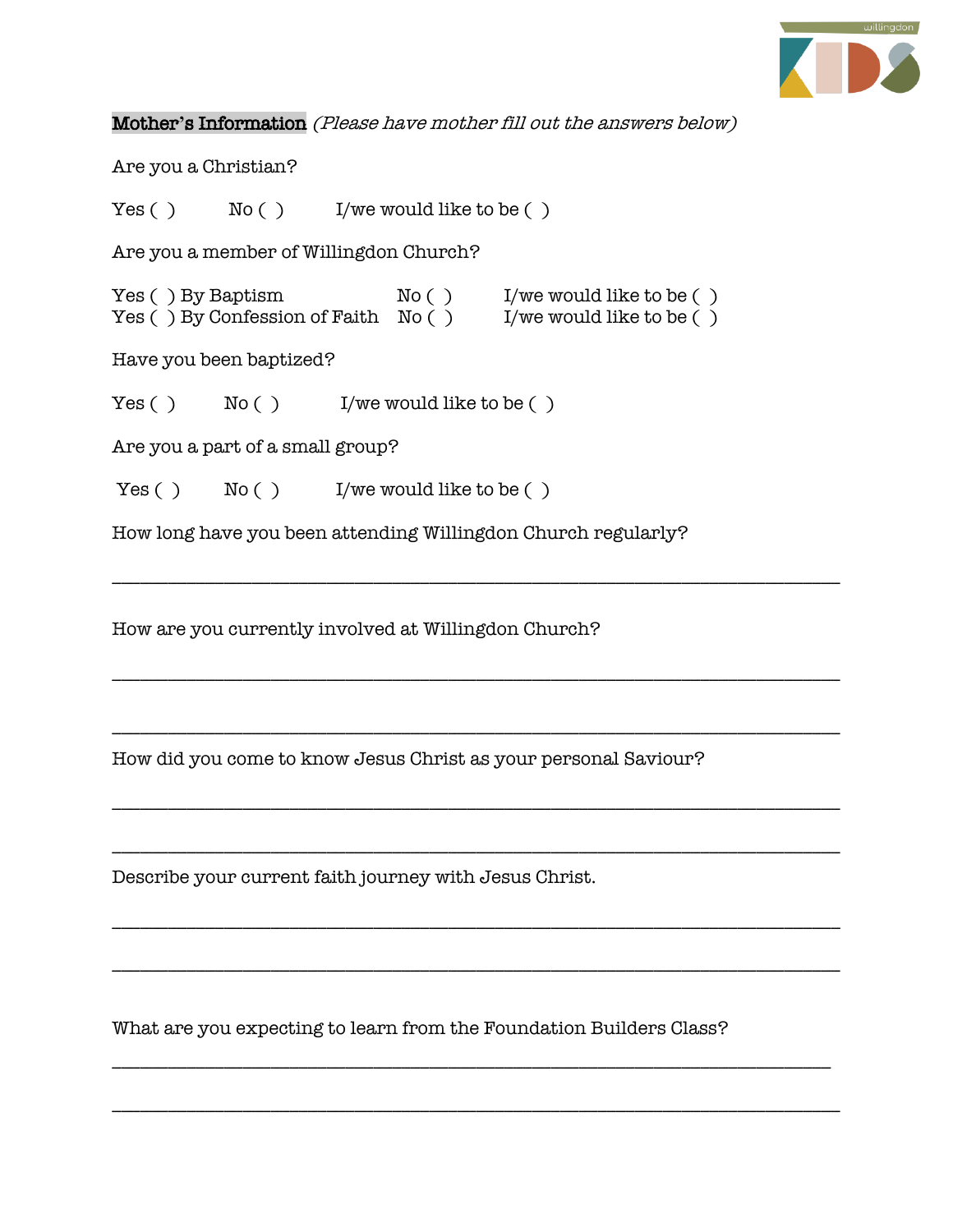**Mother's Information** *(Please have mother fill out the answers below)*

Are you a Christian?

Yes ( )    No ( )    I/we would like to be ( )

Are you a member of Willingdon Church?

Yes ( ) By Baptism    No ( )    I/we would like to be ( )
Yes ( ) By Confession of Faith    No ( )    I/we would like to be ( )

Have you been baptized?

Yes ( )    No ( )    I/we would like to be ( )

Are you a part of a small group?

Yes ( )    No ( )    I/we would like to be ( )

How long have you been attending Willingdon Church regularly?

______________________________________________________________________

How are you currently involved at Willingdon Church?

______________________________________________________________________

______________________________________________________________________

How did you come to know Jesus Christ as your personal Saviour?

______________________________________________________________________

______________________________________________________________________

Describe your current faith journey with Jesus Christ.

______________________________________________________________________

______________________________________________________________________

What are you expecting to learn from the Foundation Builders Class?

______________________________________________________________________

______________________________________________________________________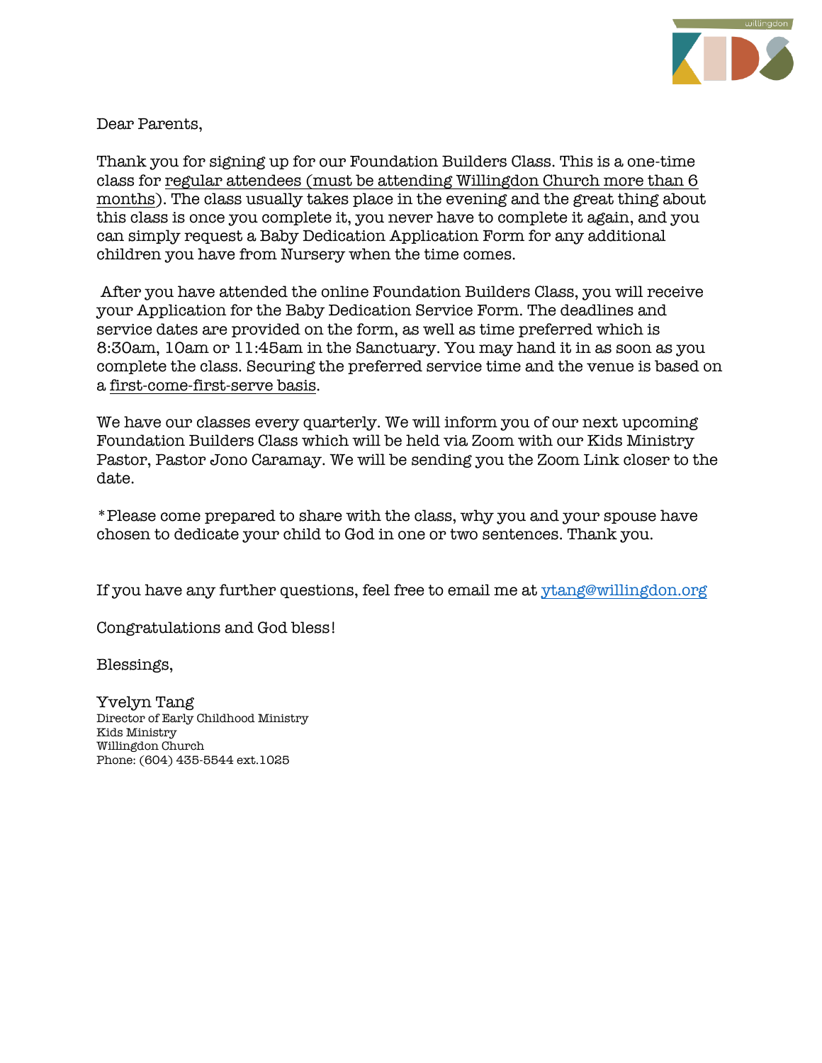Dear Parents,

Thank you for signing up for our Foundation Builders Class. This is a one-time class for regular attendees (must be attending Willingdon Church more than 6 months). The class usually takes place in the evening and the great thing about this class is once you complete it, you never have to complete it again, and you can simply request a Baby Dedication Application Form for any additional children you have from Nursery when the time comes.

After you have attended the online Foundation Builders Class, you will receive your Application for the Baby Dedication Service Form. The deadlines and service dates are provided on the form, as well as time preferred which is 8:30am, 10am or 11:45am in the Sanctuary. You may hand it in as soon as you complete the class. Securing the preferred service time and the venue is based on a first-come-first-serve basis.

We have our classes every quarterly. We will inform you of our next upcoming Foundation Builders Class which will be held via Zoom with our Kids Ministry Pastor, Pastor Jono Caramay. We will be sending you the Zoom Link closer to the date.

*Please come prepared to share with the class, why you and your spouse have chosen to dedicate your child to God in one or two sentences. Thank you.

If you have any further questions, feel free to email me at [ytang@willingdon.org](mailto:ytang@willingdon.org)

Congratulations and God bless!

Blessings,

Yvelyn Tang
Director of Early Childhood Ministry
Kids Ministry
Willingdon Church
Phone: (604) 435-5544 ext.1025